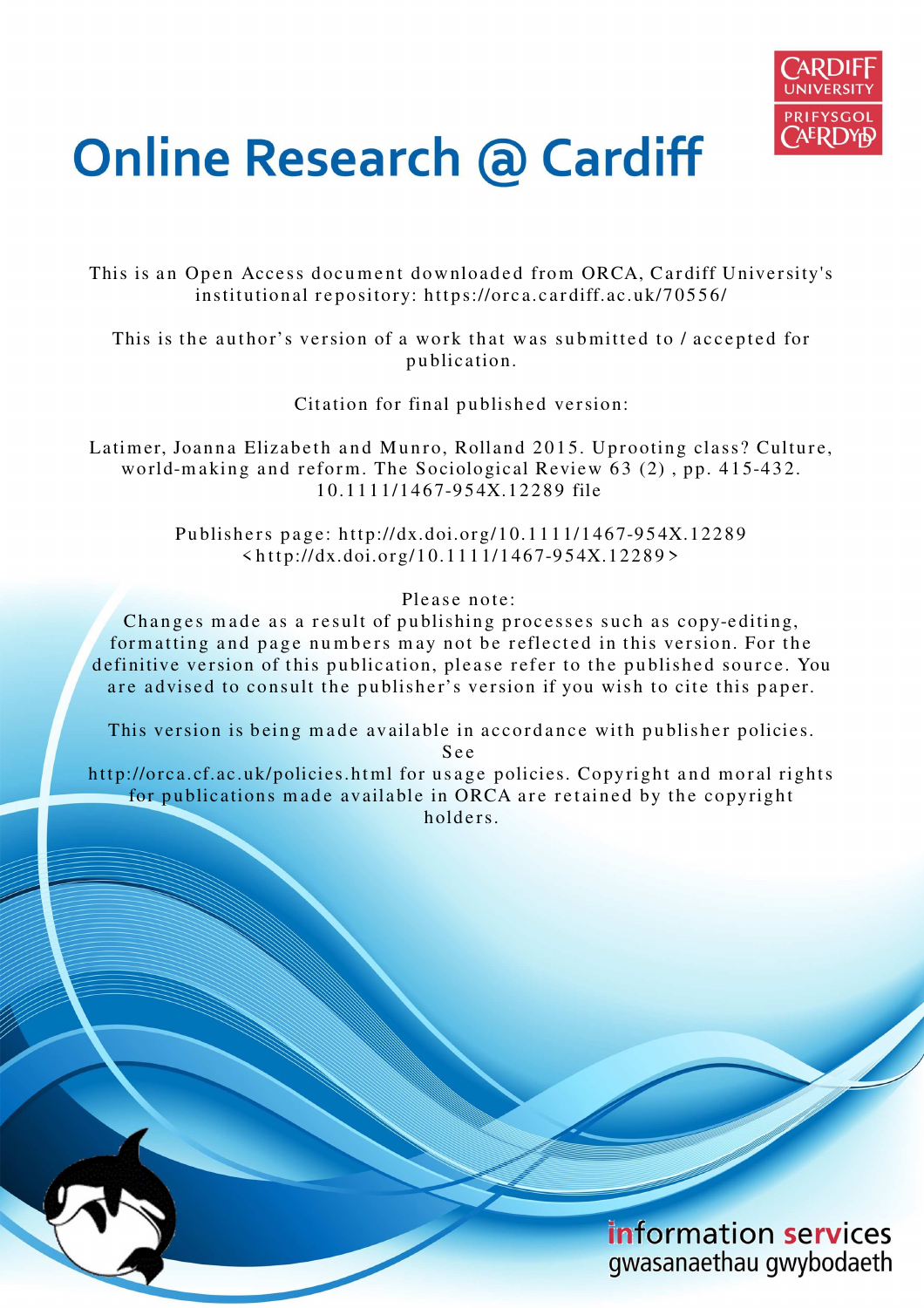# Online Research @ Cardiff

This is an Open Access document downloaded from ORCA, Cardiff University's institutional repository: https://orca.cardiff.ac.uk/70556/

This is the author's version of a work that was submitted to / accepted for publication.

Citation for final published version:

Latimer, Joanna Elizabeth and Munro, Rolland 2015. Uprooting class? Culture, world-making and reform. The Sociological Review 63 (2) , pp. 415-432. 10.1111/1467-954X.12289 file

Publishers page: http://dx.doi.org/10.1111/1467-954X.12289 <http://dx.doi.org/10.1111/1467-954X.12289>

Please note:
Changes made as a result of publishing processes such as copy-editing, formatting and page numbers may not be reflected in this version. For the definitive version of this publication, please refer to the published source. You are advised to consult the publisher's version if you wish to cite this paper.

This version is being made available in accordance with publisher policies. See http://orca.cf.ac.uk/policies.html for usage policies. Copyright and moral rights for publications made available in ORCA are retained by the copyright holders.

information services
gwasanaethau gwybodaeth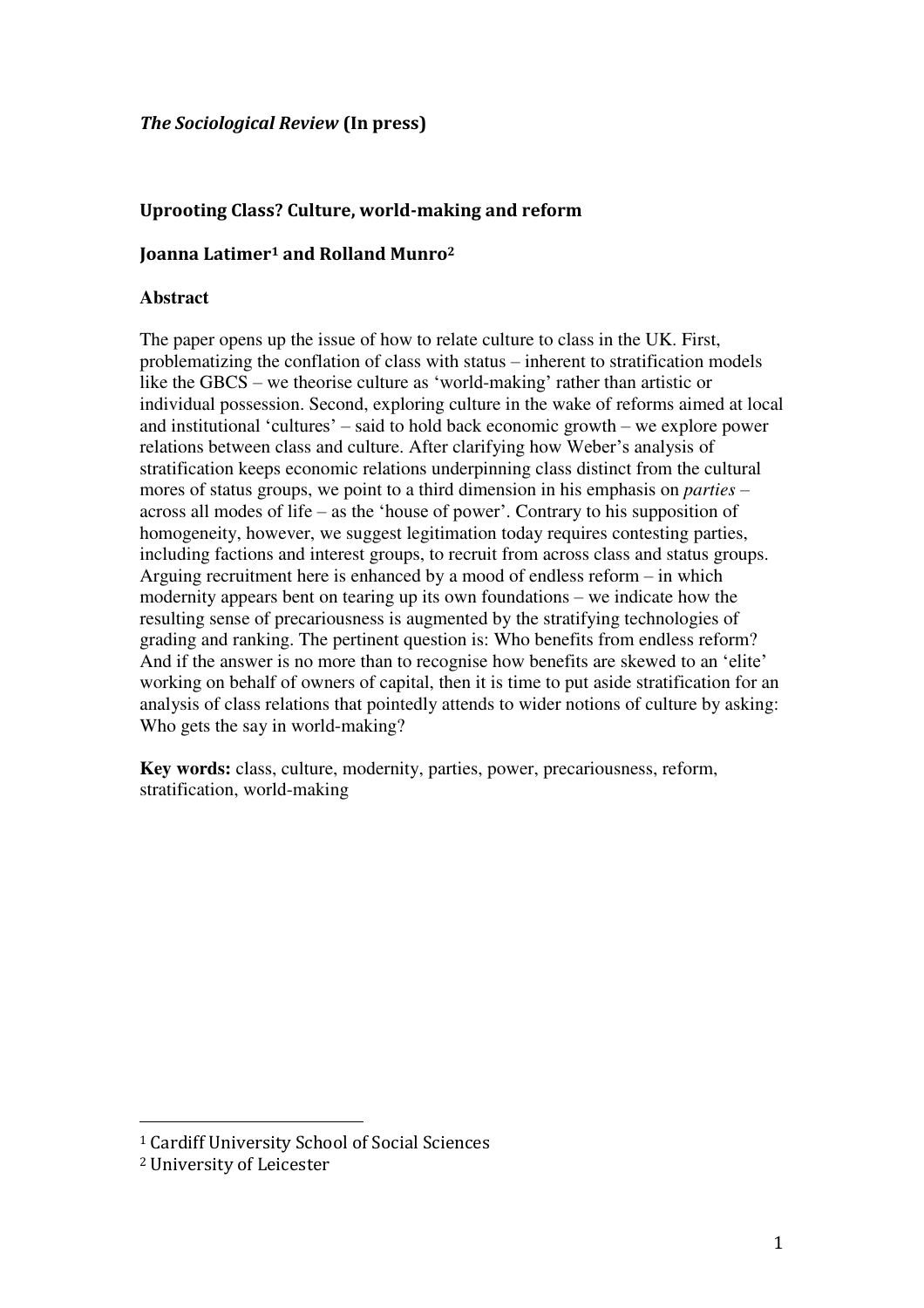*The Sociological Review* **(In press)**

## Uprooting Class? Culture, world-making and reform

### Joanna Latimer[1] and Rolland Munro[2]

**Abstract**

The paper opens up the issue of how to relate culture to class in the UK. First, problematizing the conflation of class with status – inherent to stratification models like the GBCS – we theorise culture as 'world-making' rather than artistic or individual possession. Second, exploring culture in the wake of reforms aimed at local and institutional 'cultures' – said to hold back economic growth – we explore power relations between class and culture. After clarifying how Weber's analysis of stratification keeps economic relations underpinning class distinct from the cultural mores of status groups, we point to a third dimension in his emphasis on *parties* – across all modes of life – as the 'house of power'. Contrary to his supposition of homogeneity, however, we suggest legitimation today requires contesting parties, including factions and interest groups, to recruit from across class and status groups. Arguing recruitment here is enhanced by a mood of endless reform – in which modernity appears bent on tearing up its own foundations – we indicate how the resulting sense of precariousness is augmented by the stratifying technologies of grading and ranking. The pertinent question is: Who benefits from endless reform? And if the answer is no more than to recognise how benefits are skewed to an 'elite' working on behalf of owners of capital, then it is time to put aside stratification for an analysis of class relations that pointedly attends to wider notions of culture by asking: Who gets the say in world-making?

**Key words:** class, culture, modernity, parties, power, precariousness, reform, stratification, world-making

[1] Cardiff University School of Social Sciences

[2] University of Leicester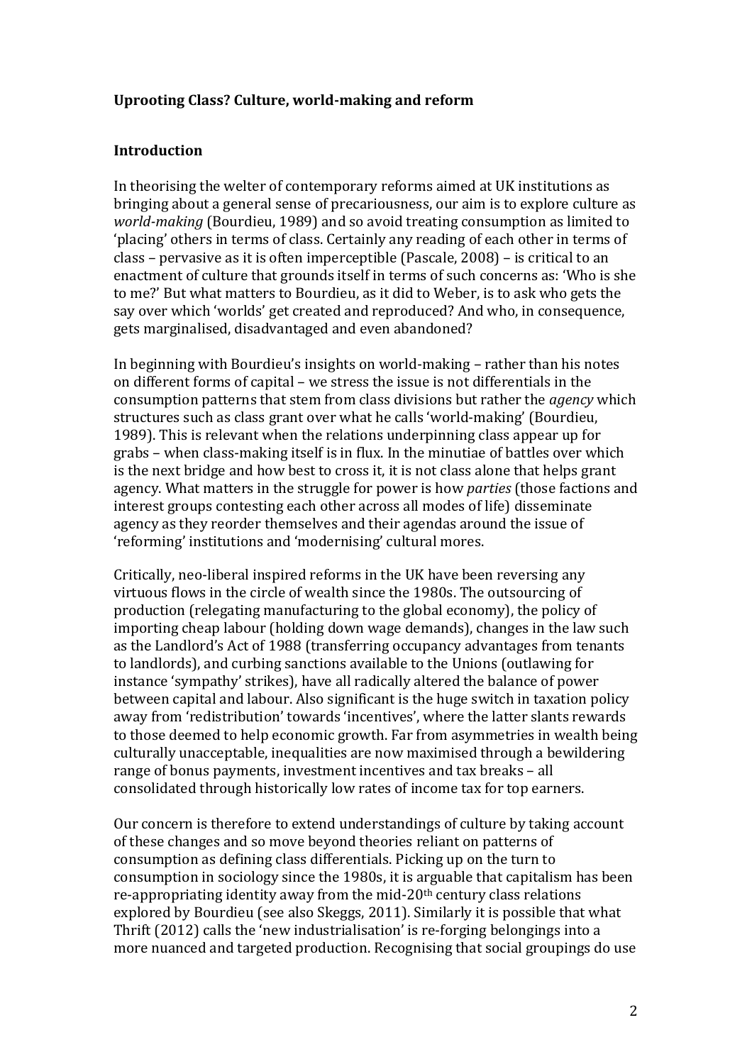**Uprooting Class? Culture, world-making and reform**

**Introduction**

In theorising the welter of contemporary reforms aimed at UK institutions as bringing about a general sense of precariousness, our aim is to explore culture as *world-making* (Bourdieu, 1989) and so avoid treating consumption as limited to 'placing' others in terms of class. Certainly any reading of each other in terms of class – pervasive as it is often imperceptible (Pascale, 2008) – is critical to an enactment of culture that grounds itself in terms of such concerns as: 'Who is she to me?' But what matters to Bourdieu, as it did to Weber, is to ask who gets the say over which 'worlds' get created and reproduced? And who, in consequence, gets marginalised, disadvantaged and even abandoned?

In beginning with Bourdieu's insights on world-making – rather than his notes on different forms of capital – we stress the issue is not differentials in the consumption patterns that stem from class divisions but rather the *agency* which structures such as class grant over what he calls 'world-making' (Bourdieu, 1989). This is relevant when the relations underpinning class appear up for grabs – when class-making itself is in flux. In the minutiae of battles over which is the next bridge and how best to cross it, it is not class alone that helps grant agency. What matters in the struggle for power is how *parties* (those factions and interest groups contesting each other across all modes of life) disseminate agency as they reorder themselves and their agendas around the issue of 'reforming' institutions and 'modernising' cultural mores.

Critically, neo-liberal inspired reforms in the UK have been reversing any virtuous flows in the circle of wealth since the 1980s. The outsourcing of production (relegating manufacturing to the global economy), the policy of importing cheap labour (holding down wage demands), changes in the law such as the Landlord's Act of 1988 (transferring occupancy advantages from tenants to landlords), and curbing sanctions available to the Unions (outlawing for instance 'sympathy' strikes), have all radically altered the balance of power between capital and labour. Also significant is the huge switch in taxation policy away from 'redistribution' towards 'incentives', where the latter slants rewards to those deemed to help economic growth. Far from asymmetries in wealth being culturally unacceptable, inequalities are now maximised through a bewildering range of bonus payments, investment incentives and tax breaks – all consolidated through historically low rates of income tax for top earners.

Our concern is therefore to extend understandings of culture by taking account of these changes and so move beyond theories reliant on patterns of consumption as defining class differentials. Picking up on the turn to consumption in sociology since the 1980s, it is arguable that capitalism has been re-appropriating identity away from the mid-20th century class relations explored by Bourdieu (see also Skeggs, 2011). Similarly it is possible that what Thrift (2012) calls the 'new industrialisation' is re-forging belongings into a more nuanced and targeted production. Recognising that social groupings do use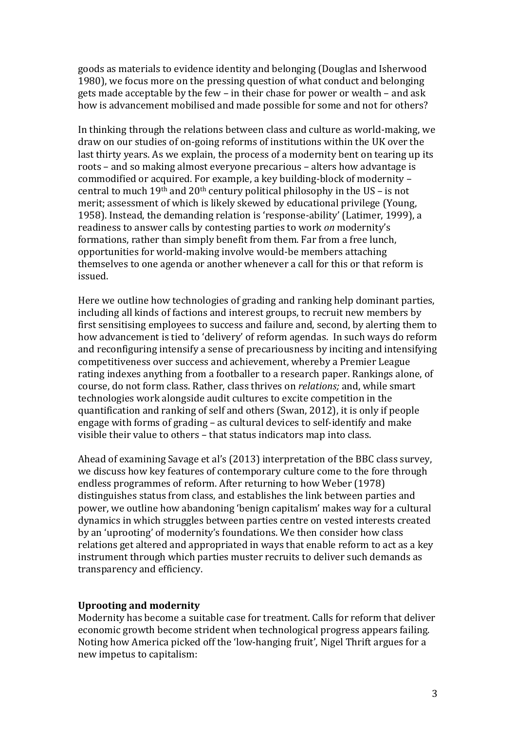goods as materials to evidence identity and belonging (Douglas and Isherwood 1980), we focus more on the pressing question of what conduct and belonging gets made acceptable by the few – in their chase for power or wealth – and ask how is advancement mobilised and made possible for some and not for others?

In thinking through the relations between class and culture as world-making, we draw on our studies of on-going reforms of institutions within the UK over the last thirty years. As we explain, the process of a modernity bent on tearing up its roots – and so making almost everyone precarious – alters how advantage is commodified or acquired. For example, a key building-block of modernity – central to much 19th and 20th century political philosophy in the US – is not merit; assessment of which is likely skewed by educational privilege (Young, 1958). Instead, the demanding relation is 'response-ability' (Latimer, 1999), a readiness to answer calls by contesting parties to work *on* modernity's formations, rather than simply benefit from them. Far from a free lunch, opportunities for world-making involve would-be members attaching themselves to one agenda or another whenever a call for this or that reform is issued.

Here we outline how technologies of grading and ranking help dominant parties, including all kinds of factions and interest groups, to recruit new members by first sensitising employees to success and failure and, second, by alerting them to how advancement is tied to 'delivery' of reform agendas. In such ways do reform and reconfiguring intensify a sense of precariousness by inciting and intensifying competitiveness over success and achievement, whereby a Premier League rating indexes anything from a footballer to a research paper. Rankings alone, of course, do not form class. Rather, class thrives on *relations;* and, while smart technologies work alongside audit cultures to excite competition in the quantification and ranking of self and others (Swan, 2012), it is only if people engage with forms of grading – as cultural devices to self-identify and make visible their value to others – that status indicators map into class.

Ahead of examining Savage et al's (2013) interpretation of the BBC class survey, we discuss how key features of contemporary culture come to the fore through endless programmes of reform. After returning to how Weber (1978) distinguishes status from class, and establishes the link between parties and power, we outline how abandoning 'benign capitalism' makes way for a cultural dynamics in which struggles between parties centre on vested interests created by an 'uprooting' of modernity's foundations. We then consider how class relations get altered and appropriated in ways that enable reform to act as a key instrument through which parties muster recruits to deliver such demands as transparency and efficiency.

## Uprooting and modernity

Modernity has become a suitable case for treatment. Calls for reform that deliver economic growth become strident when technological progress appears failing. Noting how America picked off the 'low-hanging fruit', Nigel Thrift argues for a new impetus to capitalism: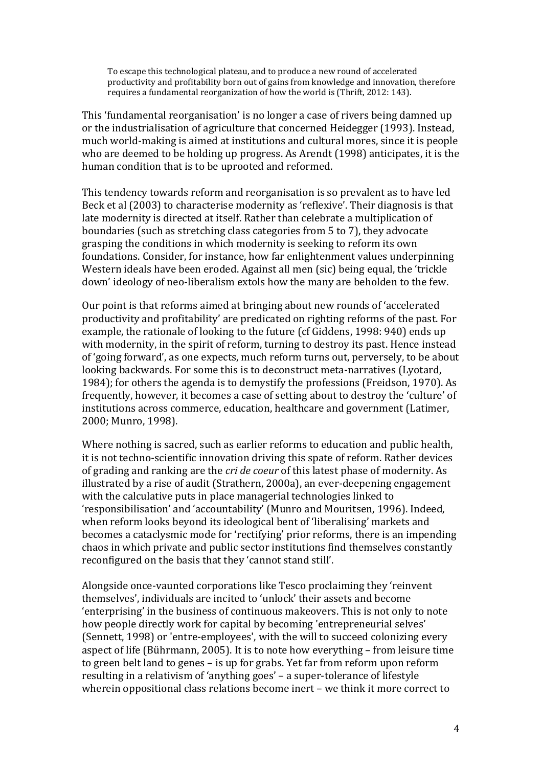> To escape this technological plateau, and to produce a new round of accelerated productivity and profitability born out of gains from knowledge and innovation, therefore requires a fundamental reorganization of how the world is (Thrift, 2012: 143).

This 'fundamental reorganisation' is no longer a case of rivers being damned up or the industrialisation of agriculture that concerned Heidegger (1993). Instead, much world-making is aimed at institutions and cultural mores, since it is people who are deemed to be holding up progress. As Arendt (1998) anticipates, it is the human condition that is to be uprooted and reformed.

This tendency towards reform and reorganisation is so prevalent as to have led Beck et al (2003) to characterise modernity as 'reflexive'. Their diagnosis is that late modernity is directed at itself. Rather than celebrate a multiplication of boundaries (such as stretching class categories from 5 to 7), they advocate grasping the conditions in which modernity is seeking to reform its own foundations. Consider, for instance, how far enlightenment values underpinning Western ideals have been eroded. Against all men (sic) being equal, the 'trickle down' ideology of neo-liberalism extols how the many are beholden to the few.

Our point is that reforms aimed at bringing about new rounds of 'accelerated productivity and profitability' are predicated on righting reforms of the past. For example, the rationale of looking to the future (cf Giddens, 1998: 940) ends up with modernity, in the spirit of reform, turning to destroy its past. Hence instead of 'going forward', as one expects, much reform turns out, perversely, to be about looking backwards. For some this is to deconstruct meta-narratives (Lyotard, 1984); for others the agenda is to demystify the professions (Freidson, 1970). As frequently, however, it becomes a case of setting about to destroy the 'culture' of institutions across commerce, education, healthcare and government (Latimer, 2000; Munro, 1998).

Where nothing is sacred, such as earlier reforms to education and public health, it is not techno-scientific innovation driving this spate of reform. Rather devices of grading and ranking are the *cri de coeur* of this latest phase of modernity. As illustrated by a rise of audit (Strathern, 2000a), an ever-deepening engagement with the calculative puts in place managerial technologies linked to 'responsibilisation' and 'accountability' (Munro and Mouritsen, 1996). Indeed, when reform looks beyond its ideological bent of 'liberalising' markets and becomes a cataclysmic mode for 'rectifying' prior reforms, there is an impending chaos in which private and public sector institutions find themselves constantly reconfigured on the basis that they 'cannot stand still'.

Alongside once-vaunted corporations like Tesco proclaiming they 'reinvent themselves', individuals are incited to 'unlock' their assets and become 'enterprising' in the business of continuous makeovers. This is not only to note how people directly work for capital by becoming 'entrepreneurial selves' (Sennett, 1998) or 'entre-employees', with the will to succeed colonizing every aspect of life (Bührmann, 2005). It is to note how everything – from leisure time to green belt land to genes – is up for grabs. Yet far from reform upon reform resulting in a relativism of 'anything goes' – a super-tolerance of lifestyle wherein oppositional class relations become inert – we think it more correct to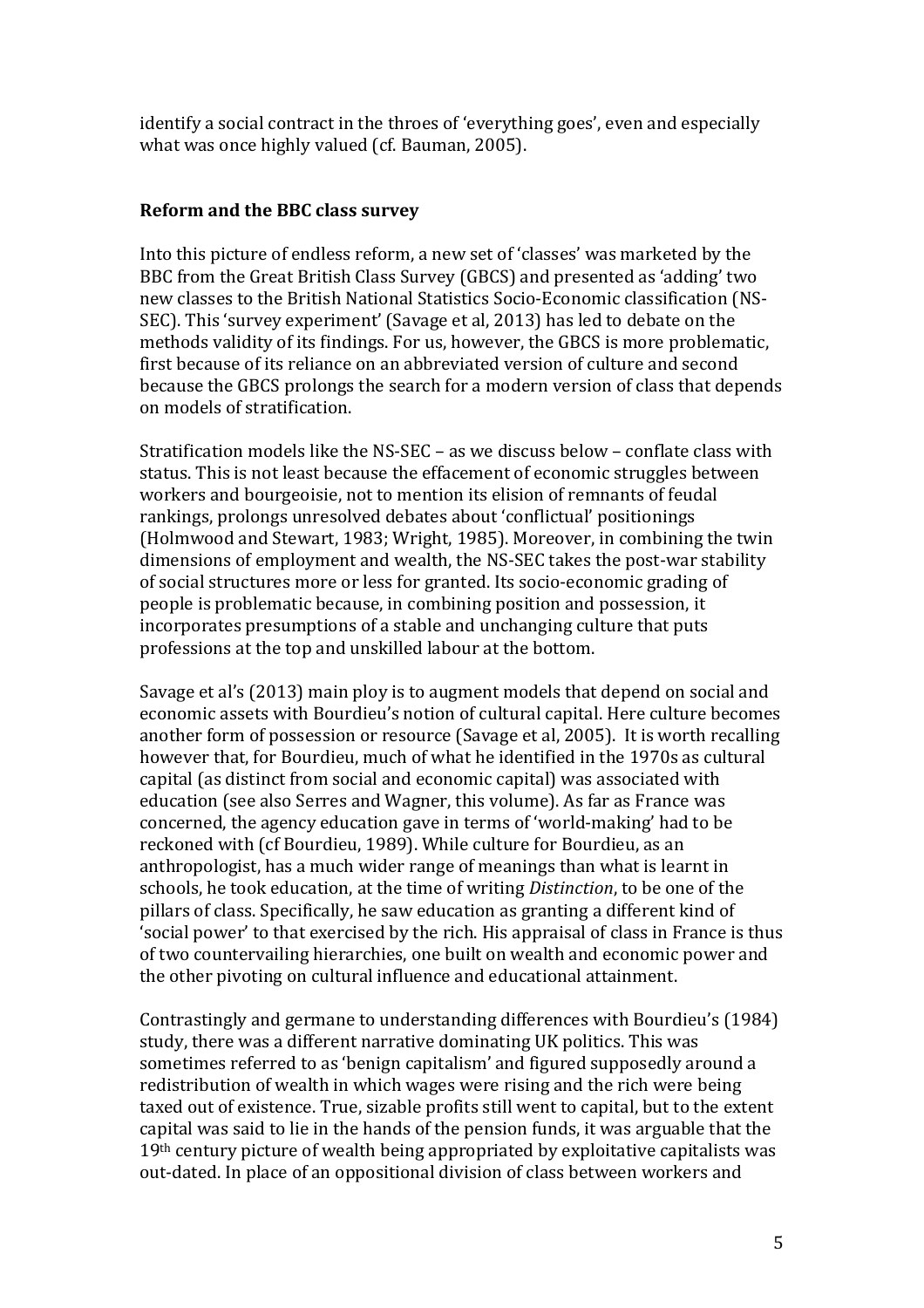identify a social contract in the throes of 'everything goes', even and especially what was once highly valued (cf. Bauman, 2005).

## Reform and the BBC class survey

Into this picture of endless reform, a new set of 'classes' was marketed by the BBC from the Great British Class Survey (GBCS) and presented as 'adding' two new classes to the British National Statistics Socio-Economic classification (NS-SEC). This 'survey experiment' (Savage et al, 2013) has led to debate on the methods validity of its findings. For us, however, the GBCS is more problematic, first because of its reliance on an abbreviated version of culture and second because the GBCS prolongs the search for a modern version of class that depends on models of stratification.

Stratification models like the NS-SEC – as we discuss below – conflate class with status. This is not least because the effacement of economic struggles between workers and bourgeoisie, not to mention its elision of remnants of feudal rankings, prolongs unresolved debates about 'conflictual' positionings (Holmwood and Stewart, 1983; Wright, 1985). Moreover, in combining the twin dimensions of employment and wealth, the NS-SEC takes the post-war stability of social structures more or less for granted. Its socio-economic grading of people is problematic because, in combining position and possession, it incorporates presumptions of a stable and unchanging culture that puts professions at the top and unskilled labour at the bottom.

Savage et al's (2013) main ploy is to augment models that depend on social and economic assets with Bourdieu's notion of cultural capital. Here culture becomes another form of possession or resource (Savage et al, 2005). It is worth recalling however that, for Bourdieu, much of what he identified in the 1970s as cultural capital (as distinct from social and economic capital) was associated with education (see also Serres and Wagner, this volume). As far as France was concerned, the agency education gave in terms of 'world-making' had to be reckoned with (cf Bourdieu, 1989). While culture for Bourdieu, as an anthropologist, has a much wider range of meanings than what is learnt in schools, he took education, at the time of writing *Distinction*, to be one of the pillars of class. Specifically, he saw education as granting a different kind of 'social power' to that exercised by the rich. His appraisal of class in France is thus of two countervailing hierarchies, one built on wealth and economic power and the other pivoting on cultural influence and educational attainment.

Contrastingly and germane to understanding differences with Bourdieu's (1984) study, there was a different narrative dominating UK politics. This was sometimes referred to as 'benign capitalism' and figured supposedly around a redistribution of wealth in which wages were rising and the rich were being taxed out of existence. True, sizable profits still went to capital, but to the extent capital was said to lie in the hands of the pension funds, it was arguable that the 19th century picture of wealth being appropriated by exploitative capitalists was out-dated. In place of an oppositional division of class between workers and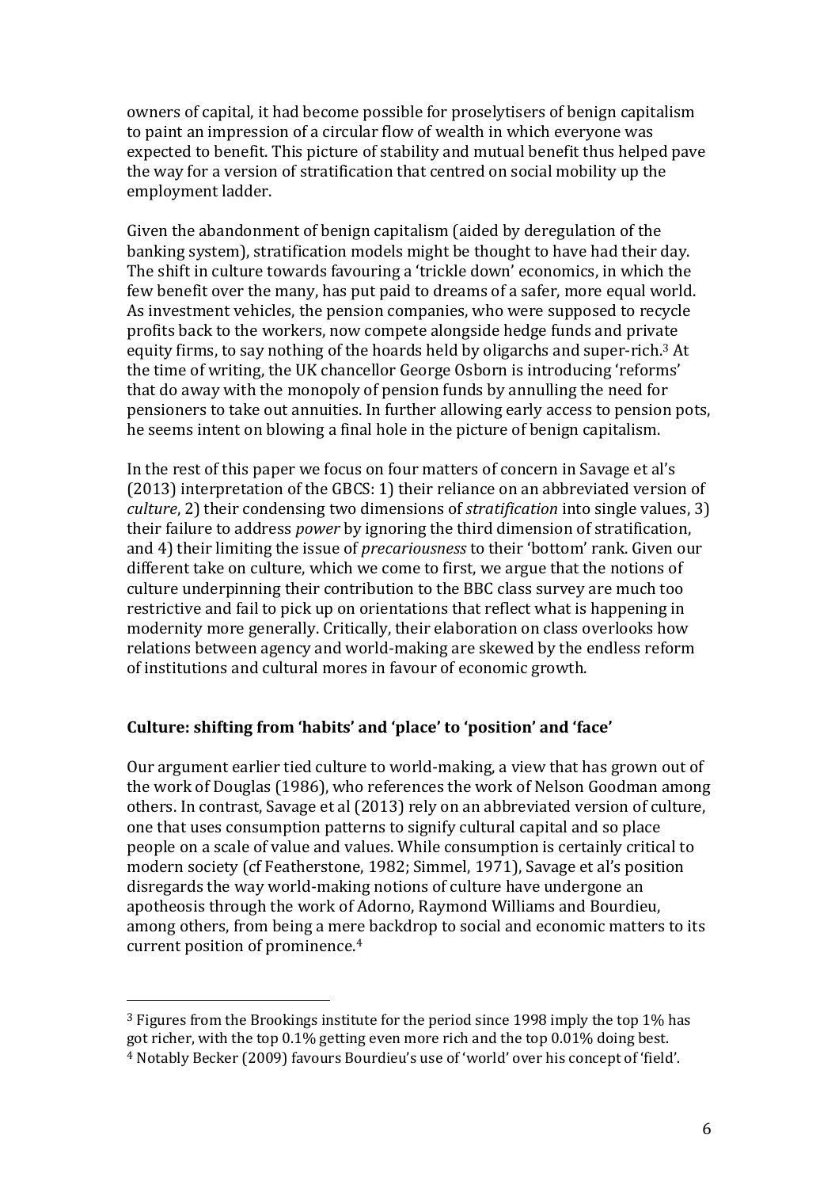owners of capital, it had become possible for proselytisers of benign capitalism to paint an impression of a circular flow of wealth in which everyone was expected to benefit. This picture of stability and mutual benefit thus helped pave the way for a version of stratification that centred on social mobility up the employment ladder.

Given the abandonment of benign capitalism (aided by deregulation of the banking system), stratification models might be thought to have had their day. The shift in culture towards favouring a 'trickle down' economics, in which the few benefit over the many, has put paid to dreams of a safer, more equal world. As investment vehicles, the pension companies, who were supposed to recycle profits back to the workers, now compete alongside hedge funds and private equity firms, to say nothing of the hoards held by oligarchs and super-rich.[3] At the time of writing, the UK chancellor George Osborn is introducing 'reforms' that do away with the monopoly of pension funds by annulling the need for pensioners to take out annuities. In further allowing early access to pension pots, he seems intent on blowing a final hole in the picture of benign capitalism.

In the rest of this paper we focus on four matters of concern in Savage et al's (2013) interpretation of the GBCS: 1) their reliance on an abbreviated version of *culture*, 2) their condensing two dimensions of *stratification* into single values, 3) their failure to address *power* by ignoring the third dimension of stratification, and 4) their limiting the issue of *precariousness* to their 'bottom' rank. Given our different take on culture, which we come to first, we argue that the notions of culture underpinning their contribution to the BBC class survey are much too restrictive and fail to pick up on orientations that reflect what is happening in modernity more generally. Critically, their elaboration on class overlooks how relations between agency and world-making are skewed by the endless reform of institutions and cultural mores in favour of economic growth.

## Culture: shifting from 'habits' and 'place' to 'position' and 'face'

Our argument earlier tied culture to world-making, a view that has grown out of the work of Douglas (1986), who references the work of Nelson Goodman among others. In contrast, Savage et al (2013) rely on an abbreviated version of culture, one that uses consumption patterns to signify cultural capital and so place people on a scale of value and values. While consumption is certainly critical to modern society (cf Featherstone, 1982; Simmel, 1971), Savage et al's position disregards the way world-making notions of culture have undergone an apotheosis through the work of Adorno, Raymond Williams and Bourdieu, among others, from being a mere backdrop to social and economic matters to its current position of prominence.[4]

---

[3] Figures from the Brookings institute for the period since 1998 imply the top 1% has got richer, with the top 0.1% getting even more rich and the top 0.01% doing best.

[4] Notably Becker (2009) favours Bourdieu's use of 'world' over his concept of 'field'.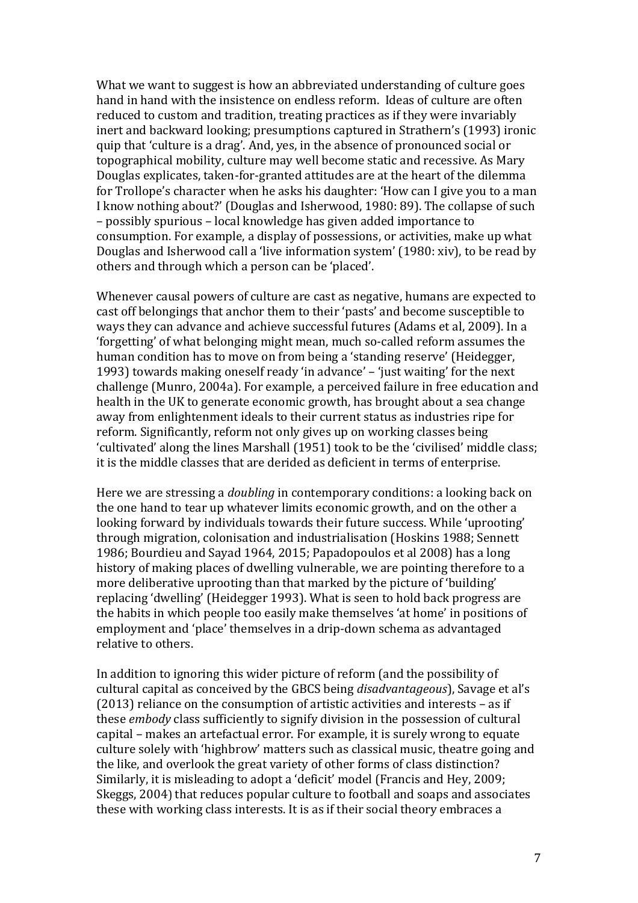What we want to suggest is how an abbreviated understanding of culture goes hand in hand with the insistence on endless reform. Ideas of culture are often reduced to custom and tradition, treating practices as if they were invariably inert and backward looking; presumptions captured in Strathern's (1993) ironic quip that 'culture is a drag'. And, yes, in the absence of pronounced social or topographical mobility, culture may well become static and recessive. As Mary Douglas explicates, taken-for-granted attitudes are at the heart of the dilemma for Trollope's character when he asks his daughter: 'How can I give you to a man I know nothing about?' (Douglas and Isherwood, 1980: 89). The collapse of such – possibly spurious – local knowledge has given added importance to consumption. For example, a display of possessions, or activities, make up what Douglas and Isherwood call a 'live information system' (1980: xiv), to be read by others and through which a person can be 'placed'.

Whenever causal powers of culture are cast as negative, humans are expected to cast off belongings that anchor them to their 'pasts' and become susceptible to ways they can advance and achieve successful futures (Adams et al, 2009). In a 'forgetting' of what belonging might mean, much so-called reform assumes the human condition has to move on from being a 'standing reserve' (Heidegger, 1993) towards making oneself ready 'in advance' – 'just waiting' for the next challenge (Munro, 2004a). For example, a perceived failure in free education and health in the UK to generate economic growth, has brought about a sea change away from enlightenment ideals to their current status as industries ripe for reform. Significantly, reform not only gives up on working classes being 'cultivated' along the lines Marshall (1951) took to be the 'civilised' middle class; it is the middle classes that are derided as deficient in terms of enterprise.

Here we are stressing a *doubling* in contemporary conditions: a looking back on the one hand to tear up whatever limits economic growth, and on the other a looking forward by individuals towards their future success. While 'uprooting' through migration, colonisation and industrialisation (Hoskins 1988; Sennett 1986; Bourdieu and Sayad 1964, 2015; Papadopoulos et al 2008) has a long history of making places of dwelling vulnerable, we are pointing therefore to a more deliberative uprooting than that marked by the picture of 'building' replacing 'dwelling' (Heidegger 1993). What is seen to hold back progress are the habits in which people too easily make themselves 'at home' in positions of employment and 'place' themselves in a drip-down schema as advantaged relative to others.

In addition to ignoring this wider picture of reform (and the possibility of cultural capital as conceived by the GBCS being *disadvantageous*), Savage et al's (2013) reliance on the consumption of artistic activities and interests – as if these *embody* class sufficiently to signify division in the possession of cultural capital – makes an artefactual error. For example, it is surely wrong to equate culture solely with 'highbrow' matters such as classical music, theatre going and the like, and overlook the great variety of other forms of class distinction? Similarly, it is misleading to adopt a 'deficit' model (Francis and Hey, 2009; Skeggs, 2004) that reduces popular culture to football and soaps and associates these with working class interests. It is as if their social theory embraces a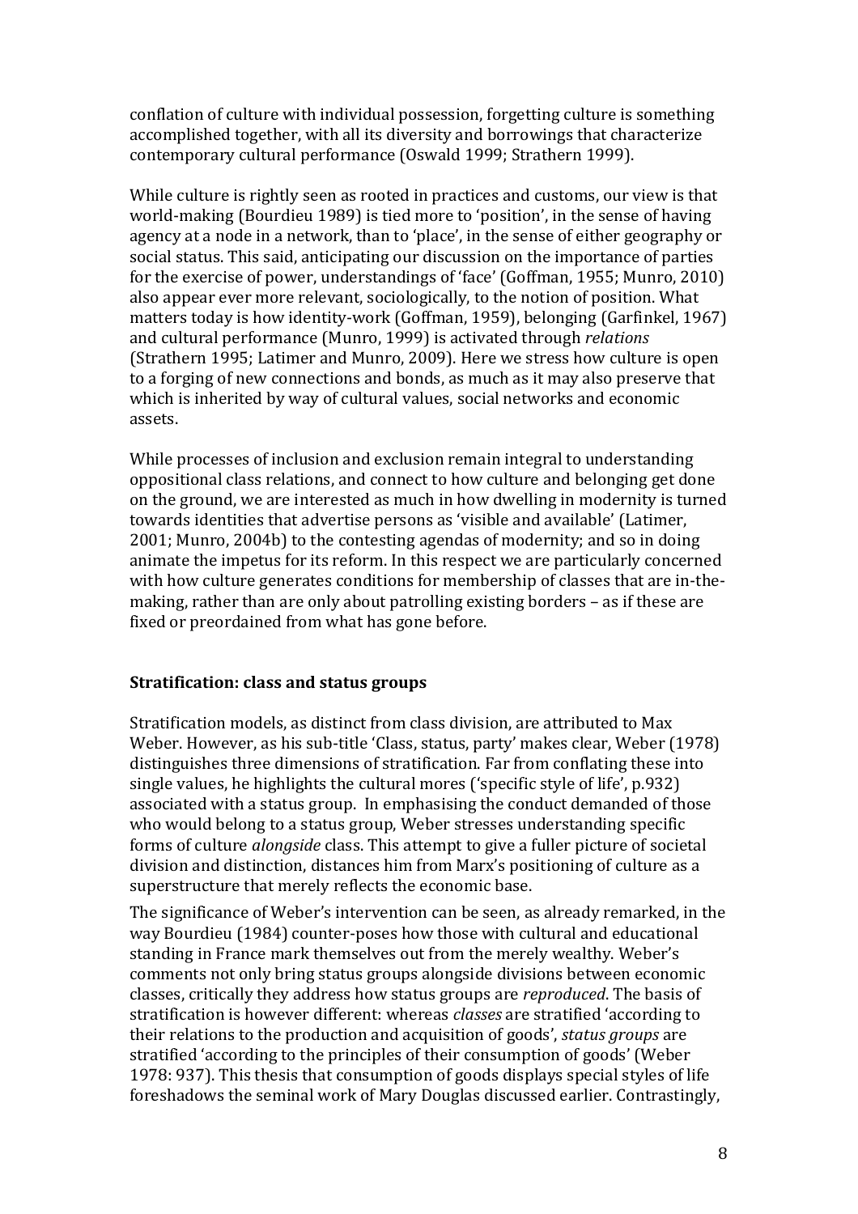conflation of culture with individual possession, forgetting culture is something accomplished together, with all its diversity and borrowings that characterize contemporary cultural performance (Oswald 1999; Strathern 1999).

While culture is rightly seen as rooted in practices and customs, our view is that world-making (Bourdieu 1989) is tied more to 'position', in the sense of having agency at a node in a network, than to 'place', in the sense of either geography or social status. This said, anticipating our discussion on the importance of parties for the exercise of power, understandings of 'face' (Goffman, 1955; Munro, 2010) also appear ever more relevant, sociologically, to the notion of position. What matters today is how identity-work (Goffman, 1959), belonging (Garfinkel, 1967) and cultural performance (Munro, 1999) is activated through *relations* (Strathern 1995; Latimer and Munro, 2009). Here we stress how culture is open to a forging of new connections and bonds, as much as it may also preserve that which is inherited by way of cultural values, social networks and economic assets.

While processes of inclusion and exclusion remain integral to understanding oppositional class relations, and connect to how culture and belonging get done on the ground, we are interested as much in how dwelling in modernity is turned towards identities that advertise persons as 'visible and available' (Latimer, 2001; Munro, 2004b) to the contesting agendas of modernity; and so in doing animate the impetus for its reform. In this respect we are particularly concerned with how culture generates conditions for membership of classes that are in-the-making, rather than are only about patrolling existing borders – as if these are fixed or preordained from what has gone before.

## Stratification: class and status groups

Stratification models, as distinct from class division, are attributed to Max Weber. However, as his sub-title 'Class, status, party' makes clear, Weber (1978) distinguishes three dimensions of stratification. Far from conflating these into single values, he highlights the cultural mores ('specific style of life', p.932) associated with a status group. In emphasising the conduct demanded of those who would belong to a status group, Weber stresses understanding specific forms of culture *alongside* class. This attempt to give a fuller picture of societal division and distinction, distances him from Marx's positioning of culture as a superstructure that merely reflects the economic base.

The significance of Weber's intervention can be seen, as already remarked, in the way Bourdieu (1984) counter-poses how those with cultural and educational standing in France mark themselves out from the merely wealthy. Weber's comments not only bring status groups alongside divisions between economic classes, critically they address how status groups are *reproduced*. The basis of stratification is however different: whereas *classes* are stratified 'according to their relations to the production and acquisition of goods', *status groups* are stratified 'according to the principles of their consumption of goods' (Weber 1978: 937). This thesis that consumption of goods displays special styles of life foreshadows the seminal work of Mary Douglas discussed earlier. Contrastingly,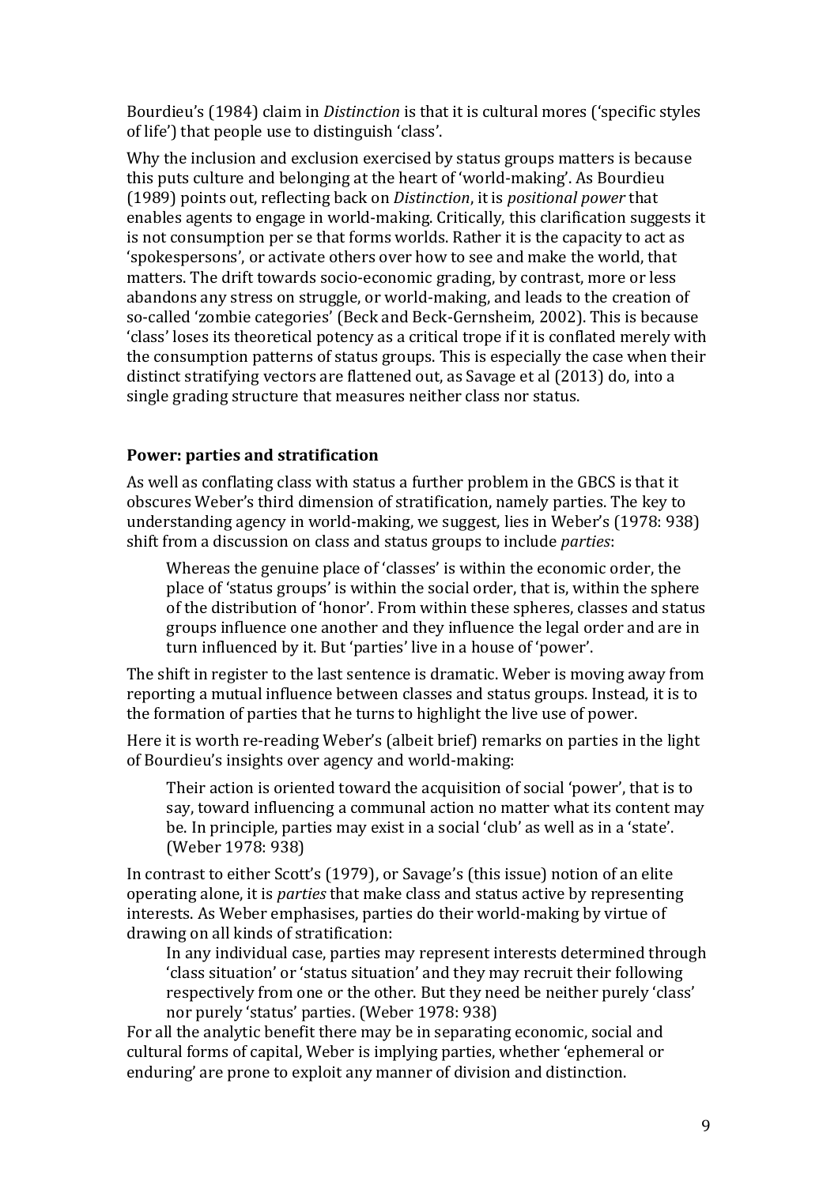Bourdieu's (1984) claim in *Distinction* is that it is cultural mores ('specific styles of life') that people use to distinguish 'class'.

Why the inclusion and exclusion exercised by status groups matters is because this puts culture and belonging at the heart of 'world-making'. As Bourdieu (1989) points out, reflecting back on *Distinction*, it is *positional power* that enables agents to engage in world-making. Critically, this clarification suggests it is not consumption per se that forms worlds. Rather it is the capacity to act as 'spokespersons', or activate others over how to see and make the world, that matters. The drift towards socio-economic grading, by contrast, more or less abandons any stress on struggle, or world-making, and leads to the creation of so-called 'zombie categories' (Beck and Beck-Gernsheim, 2002). This is because 'class' loses its theoretical potency as a critical trope if it is conflated merely with the consumption patterns of status groups. This is especially the case when their distinct stratifying vectors are flattened out, as Savage et al (2013) do, into a single grading structure that measures neither class nor status.

## Power: parties and stratification

As well as conflating class with status a further problem in the GBCS is that it obscures Weber's third dimension of stratification, namely parties. The key to understanding agency in world-making, we suggest, lies in Weber's (1978: 938) shift from a discussion on class and status groups to include *parties*:

> Whereas the genuine place of 'classes' is within the economic order, the place of 'status groups' is within the social order, that is, within the sphere of the distribution of 'honor'. From within these spheres, classes and status groups influence one another and they influence the legal order and are in turn influenced by it. But 'parties' live in a house of 'power'.

The shift in register to the last sentence is dramatic. Weber is moving away from reporting a mutual influence between classes and status groups. Instead, it is to the formation of parties that he turns to highlight the live use of power.

Here it is worth re-reading Weber's (albeit brief) remarks on parties in the light of Bourdieu's insights over agency and world-making:

> Their action is oriented toward the acquisition of social 'power', that is to say, toward influencing a communal action no matter what its content may be. In principle, parties may exist in a social 'club' as well as in a 'state'. (Weber 1978: 938)

In contrast to either Scott's (1979), or Savage's (this issue) notion of an elite operating alone, it is *parties* that make class and status active by representing interests. As Weber emphasises, parties do their world-making by virtue of drawing on all kinds of stratification:

> In any individual case, parties may represent interests determined through 'class situation' or 'status situation' and they may recruit their following respectively from one or the other. But they need be neither purely 'class' nor purely 'status' parties. (Weber 1978: 938)

For all the analytic benefit there may be in separating economic, social and cultural forms of capital, Weber is implying parties, whether 'ephemeral or enduring' are prone to exploit any manner of division and distinction.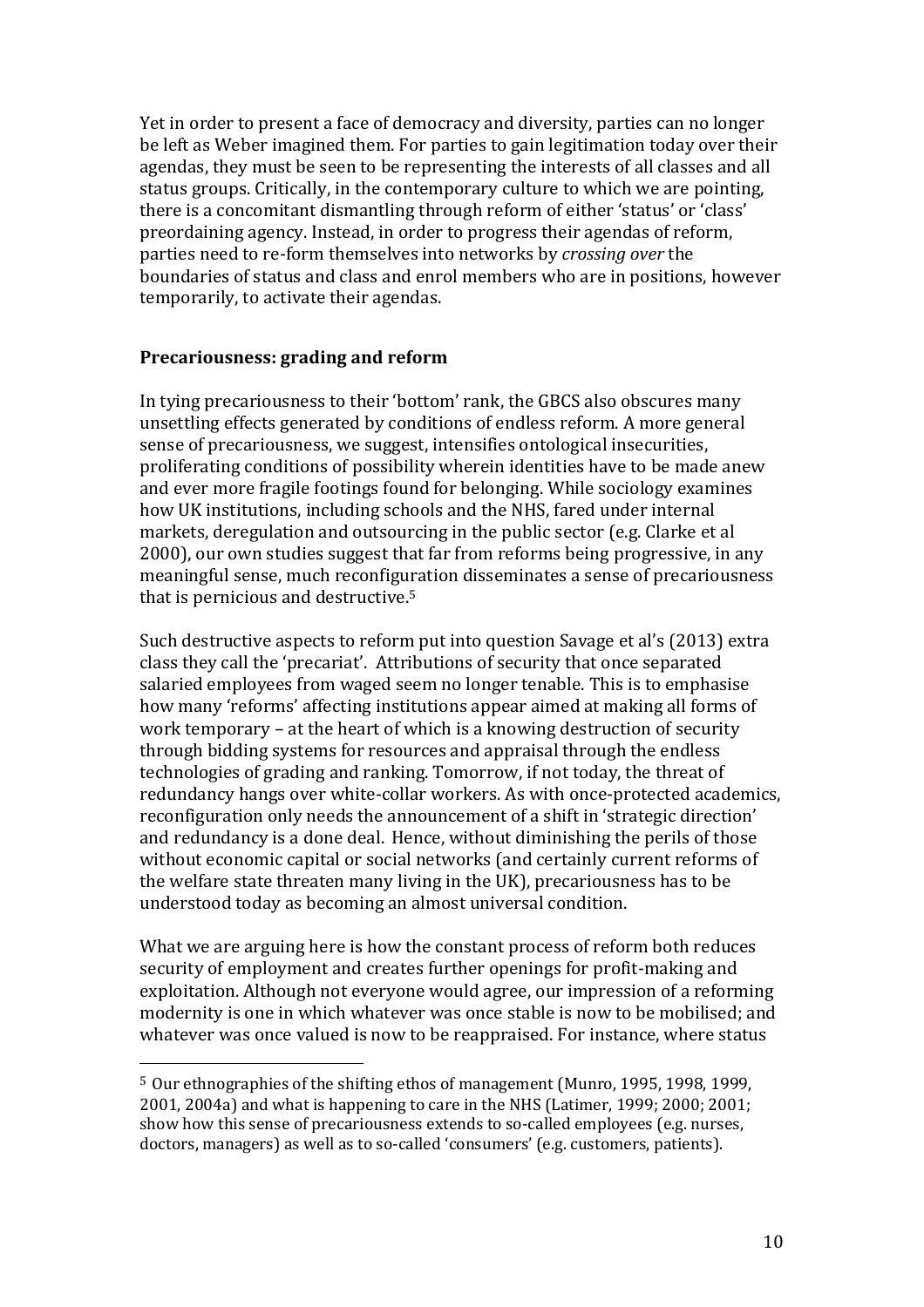Yet in order to present a face of democracy and diversity, parties can no longer be left as Weber imagined them. For parties to gain legitimation today over their agendas, they must be seen to be representing the interests of all classes and all status groups. Critically, in the contemporary culture to which we are pointing, there is a concomitant dismantling through reform of either 'status' or 'class' preordaining agency. Instead, in order to progress their agendas of reform, parties need to re-form themselves into networks by *crossing over* the boundaries of status and class and enrol members who are in positions, however temporarily, to activate their agendas.

## Precariousness: grading and reform

In tying precariousness to their 'bottom' rank, the GBCS also obscures many unsettling effects generated by conditions of endless reform. A more general sense of precariousness, we suggest, intensifies ontological insecurities, proliferating conditions of possibility wherein identities have to be made anew and ever more fragile footings found for belonging. While sociology examines how UK institutions, including schools and the NHS, fared under internal markets, deregulation and outsourcing in the public sector (e.g. Clarke et al 2000), our own studies suggest that far from reforms being progressive, in any meaningful sense, much reconfiguration disseminates a sense of precariousness that is pernicious and destructive.[5]

Such destructive aspects to reform put into question Savage et al's (2013) extra class they call the 'precariat'. Attributions of security that once separated salaried employees from waged seem no longer tenable. This is to emphasise how many 'reforms' affecting institutions appear aimed at making all forms of work temporary – at the heart of which is a knowing destruction of security through bidding systems for resources and appraisal through the endless technologies of grading and ranking. Tomorrow, if not today, the threat of redundancy hangs over white-collar workers. As with once-protected academics, reconfiguration only needs the announcement of a shift in 'strategic direction' and redundancy is a done deal. Hence, without diminishing the perils of those without economic capital or social networks (and certainly current reforms of the welfare state threaten many living in the UK), precariousness has to be understood today as becoming an almost universal condition.

What we are arguing here is how the constant process of reform both reduces security of employment and creates further openings for profit-making and exploitation. Although not everyone would agree, our impression of a reforming modernity is one in which whatever was once stable is now to be mobilised; and whatever was once valued is now to be reappraised. For instance, where status

[5] Our ethnographies of the shifting ethos of management (Munro, 1995, 1998, 1999, 2001, 2004a) and what is happening to care in the NHS (Latimer, 1999; 2000; 2001; show how this sense of precariousness extends to so-called employees (e.g. nurses, doctors, managers) as well as to so-called 'consumers' (e.g. customers, patients).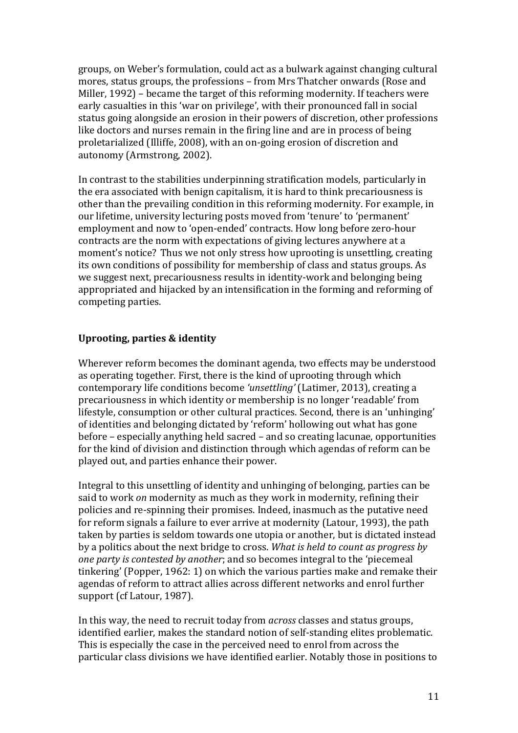groups, on Weber's formulation, could act as a bulwark against changing cultural mores, status groups, the professions – from Mrs Thatcher onwards (Rose and Miller, 1992) – became the target of this reforming modernity. If teachers were early casualties in this 'war on privilege', with their pronounced fall in social status going alongside an erosion in their powers of discretion, other professions like doctors and nurses remain in the firing line and are in process of being proletarialized (Illiffe, 2008), with an on-going erosion of discretion and autonomy (Armstrong, 2002).

In contrast to the stabilities underpinning stratification models, particularly in the era associated with benign capitalism, it is hard to think precariousness is other than the prevailing condition in this reforming modernity. For example, in our lifetime, university lecturing posts moved from 'tenure' to 'permanent' employment and now to 'open-ended' contracts. How long before zero-hour contracts are the norm with expectations of giving lectures anywhere at a moment's notice? Thus we not only stress how uprooting is unsettling, creating its own conditions of possibility for membership of class and status groups. As we suggest next, precariousness results in identity-work and belonging being appropriated and hijacked by an intensification in the forming and reforming of competing parties.

## Uprooting, parties & identity

Wherever reform becomes the dominant agenda, two effects may be understood as operating together. First, there is the kind of uprooting through which contemporary life conditions become *'unsettling'* (Latimer, 2013), creating a precariousness in which identity or membership is no longer 'readable' from lifestyle, consumption or other cultural practices. Second, there is an 'unhinging' of identities and belonging dictated by 'reform' hollowing out what has gone before – especially anything held sacred – and so creating lacunae, opportunities for the kind of division and distinction through which agendas of reform can be played out, and parties enhance their power.

Integral to this unsettling of identity and unhinging of belonging, parties can be said to work *on* modernity as much as they work in modernity, refining their policies and re-spinning their promises. Indeed, inasmuch as the putative need for reform signals a failure to ever arrive at modernity (Latour, 1993), the path taken by parties is seldom towards one utopia or another, but is dictated instead by a politics about the next bridge to cross. *What is held to count as progress by one party is contested by another*; and so becomes integral to the 'piecemeal tinkering' (Popper, 1962: 1) on which the various parties make and remake their agendas of reform to attract allies across different networks and enrol further support (cf Latour, 1987).

In this way, the need to recruit today from *across* classes and status groups, identified earlier, makes the standard notion of self-standing elites problematic. This is especially the case in the perceived need to enrol from across the particular class divisions we have identified earlier. Notably those in positions to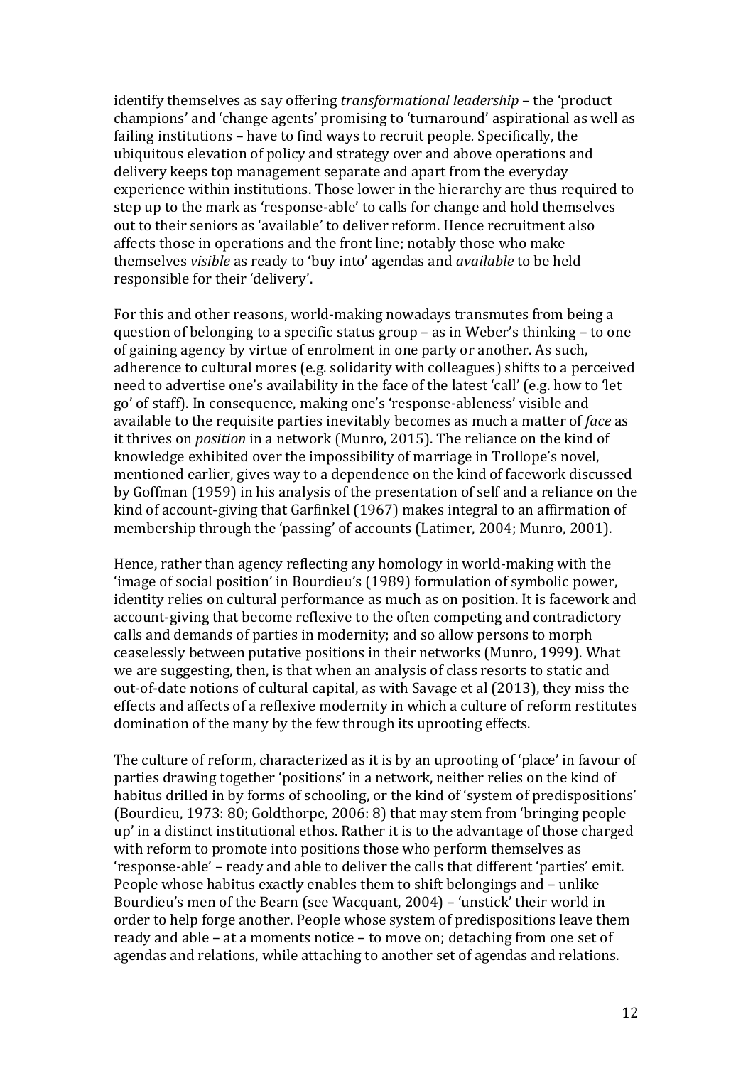identify themselves as say offering *transformational leadership* – the 'product champions' and 'change agents' promising to 'turnaround' aspirational as well as failing institutions – have to find ways to recruit people. Specifically, the ubiquitous elevation of policy and strategy over and above operations and delivery keeps top management separate and apart from the everyday experience within institutions. Those lower in the hierarchy are thus required to step up to the mark as 'response-able' to calls for change and hold themselves out to their seniors as 'available' to deliver reform. Hence recruitment also affects those in operations and the front line; notably those who make themselves *visible* as ready to 'buy into' agendas and *available* to be held responsible for their 'delivery'.

For this and other reasons, world-making nowadays transmutes from being a question of belonging to a specific status group – as in Weber's thinking – to one of gaining agency by virtue of enrolment in one party or another. As such, adherence to cultural mores (e.g. solidarity with colleagues) shifts to a perceived need to advertise one's availability in the face of the latest 'call' (e.g. how to 'let go' of staff). In consequence, making one's 'response-ableness' visible and available to the requisite parties inevitably becomes as much a matter of *face* as it thrives on *position* in a network (Munro, 2015). The reliance on the kind of knowledge exhibited over the impossibility of marriage in Trollope's novel, mentioned earlier, gives way to a dependence on the kind of facework discussed by Goffman (1959) in his analysis of the presentation of self and a reliance on the kind of account-giving that Garfinkel (1967) makes integral to an affirmation of membership through the 'passing' of accounts (Latimer, 2004; Munro, 2001).

Hence, rather than agency reflecting any homology in world-making with the 'image of social position' in Bourdieu's (1989) formulation of symbolic power, identity relies on cultural performance as much as on position. It is facework and account-giving that become reflexive to the often competing and contradictory calls and demands of parties in modernity; and so allow persons to morph ceaselessly between putative positions in their networks (Munro, 1999). What we are suggesting, then, is that when an analysis of class resorts to static and out-of-date notions of cultural capital, as with Savage et al (2013), they miss the effects and affects of a reflexive modernity in which a culture of reform restitutes domination of the many by the few through its uprooting effects.

The culture of reform, characterized as it is by an uprooting of 'place' in favour of parties drawing together 'positions' in a network, neither relies on the kind of habitus drilled in by forms of schooling, or the kind of 'system of predispositions' (Bourdieu, 1973: 80; Goldthorpe, 2006: 8) that may stem from 'bringing people up' in a distinct institutional ethos. Rather it is to the advantage of those charged with reform to promote into positions those who perform themselves as 'response-able' – ready and able to deliver the calls that different 'parties' emit. People whose habitus exactly enables them to shift belongings and – unlike Bourdieu's men of the Bearn (see Wacquant, 2004) – 'unstick' their world in order to help forge another. People whose system of predispositions leave them ready and able – at a moments notice – to move on; detaching from one set of agendas and relations, while attaching to another set of agendas and relations.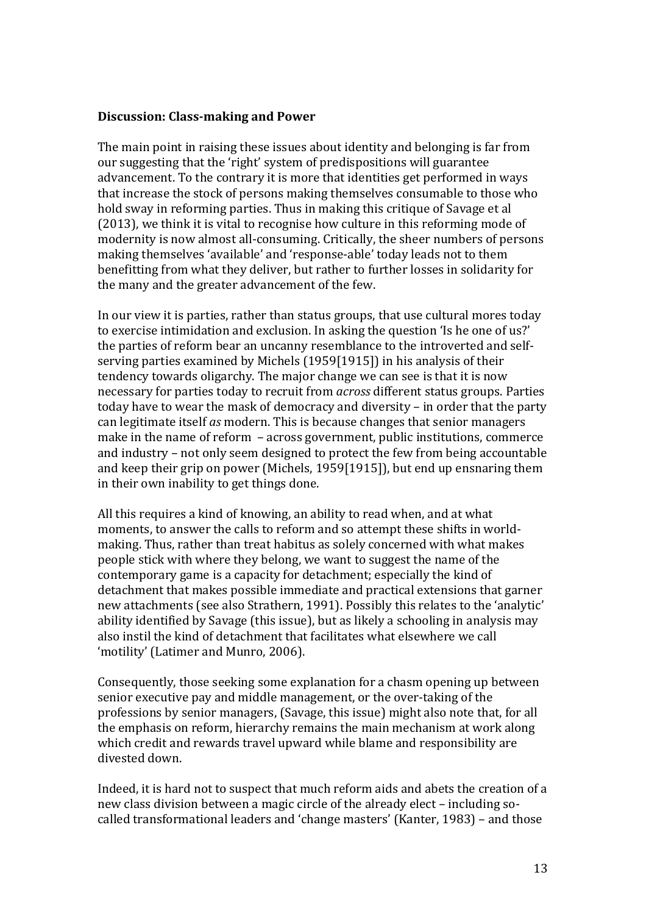**Discussion: Class-making and Power**

The main point in raising these issues about identity and belonging is far from our suggesting that the 'right' system of predispositions will guarantee advancement. To the contrary it is more that identities get performed in ways that increase the stock of persons making themselves consumable to those who hold sway in reforming parties. Thus in making this critique of Savage et al (2013), we think it is vital to recognise how culture in this reforming mode of modernity is now almost all-consuming. Critically, the sheer numbers of persons making themselves 'available' and 'response-able' today leads not to them benefitting from what they deliver, but rather to further losses in solidarity for the many and the greater advancement of the few.

In our view it is parties, rather than status groups, that use cultural mores today to exercise intimidation and exclusion. In asking the question 'Is he one of us?' the parties of reform bear an uncanny resemblance to the introverted and self-serving parties examined by Michels (1959[1915]) in his analysis of their tendency towards oligarchy. The major change we can see is that it is now necessary for parties today to recruit from *across* different status groups. Parties today have to wear the mask of democracy and diversity – in order that the party can legitimate itself *as* modern. This is because changes that senior managers make in the name of reform – across government, public institutions, commerce and industry – not only seem designed to protect the few from being accountable and keep their grip on power (Michels, 1959[1915]), but end up ensnaring them in their own inability to get things done.

All this requires a kind of knowing, an ability to read when, and at what moments, to answer the calls to reform and so attempt these shifts in world-making. Thus, rather than treat habitus as solely concerned with what makes people stick with where they belong, we want to suggest the name of the contemporary game is a capacity for detachment; especially the kind of detachment that makes possible immediate and practical extensions that garner new attachments (see also Strathern, 1991). Possibly this relates to the 'analytic' ability identified by Savage (this issue), but as likely a schooling in analysis may also instil the kind of detachment that facilitates what elsewhere we call 'motility' (Latimer and Munro, 2006).

Consequently, those seeking some explanation for a chasm opening up between senior executive pay and middle management, or the over-taking of the professions by senior managers, (Savage, this issue) might also note that, for all the emphasis on reform, hierarchy remains the main mechanism at work along which credit and rewards travel upward while blame and responsibility are divested down.

Indeed, it is hard not to suspect that much reform aids and abets the creation of a new class division between a magic circle of the already elect – including so-called transformational leaders and 'change masters' (Kanter, 1983) – and those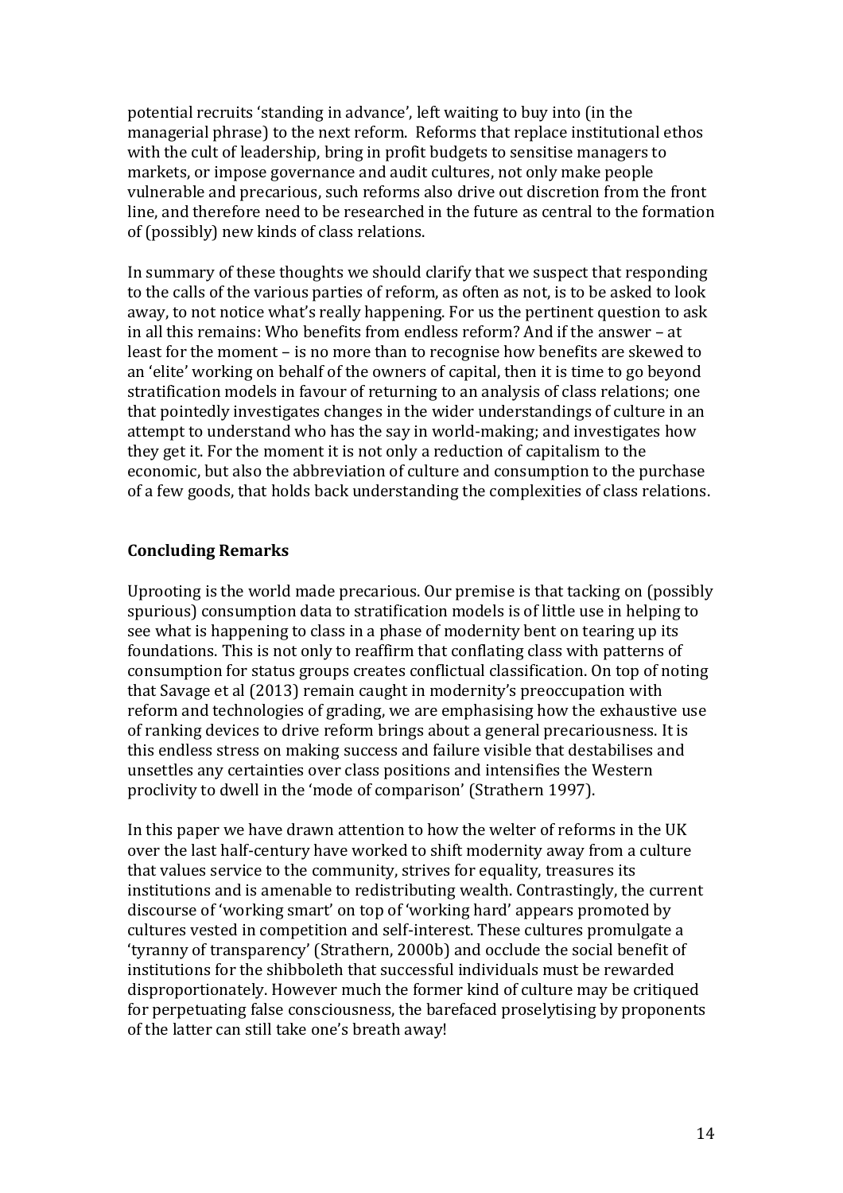potential recruits 'standing in advance', left waiting to buy into (in the managerial phrase) to the next reform. Reforms that replace institutional ethos with the cult of leadership, bring in profit budgets to sensitise managers to markets, or impose governance and audit cultures, not only make people vulnerable and precarious, such reforms also drive out discretion from the front line, and therefore need to be researched in the future as central to the formation of (possibly) new kinds of class relations.

In summary of these thoughts we should clarify that we suspect that responding to the calls of the various parties of reform, as often as not, is to be asked to look away, to not notice what's really happening. For us the pertinent question to ask in all this remains: Who benefits from endless reform? And if the answer – at least for the moment – is no more than to recognise how benefits are skewed to an 'elite' working on behalf of the owners of capital, then it is time to go beyond stratification models in favour of returning to an analysis of class relations; one that pointedly investigates changes in the wider understandings of culture in an attempt to understand who has the say in world-making; and investigates how they get it. For the moment it is not only a reduction of capitalism to the economic, but also the abbreviation of culture and consumption to the purchase of a few goods, that holds back understanding the complexities of class relations.

## Concluding Remarks

Uprooting is the world made precarious. Our premise is that tacking on (possibly spurious) consumption data to stratification models is of little use in helping to see what is happening to class in a phase of modernity bent on tearing up its foundations. This is not only to reaffirm that conflating class with patterns of consumption for status groups creates conflictual classification. On top of noting that Savage et al (2013) remain caught in modernity's preoccupation with reform and technologies of grading, we are emphasising how the exhaustive use of ranking devices to drive reform brings about a general precariousness. It is this endless stress on making success and failure visible that destabilises and unsettles any certainties over class positions and intensifies the Western proclivity to dwell in the 'mode of comparison' (Strathern 1997).

In this paper we have drawn attention to how the welter of reforms in the UK over the last half-century have worked to shift modernity away from a culture that values service to the community, strives for equality, treasures its institutions and is amenable to redistributing wealth. Contrastingly, the current discourse of 'working smart' on top of 'working hard' appears promoted by cultures vested in competition and self-interest. These cultures promulgate a 'tyranny of transparency' (Strathern, 2000b) and occlude the social benefit of institutions for the shibboleth that successful individuals must be rewarded disproportionately. However much the former kind of culture may be critiqued for perpetuating false consciousness, the barefaced proselytising by proponents of the latter can still take one's breath away!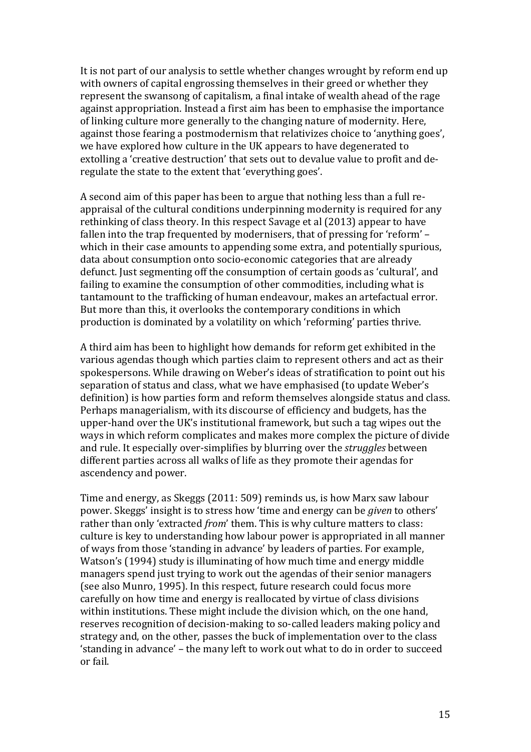It is not part of our analysis to settle whether changes wrought by reform end up with owners of capital engrossing themselves in their greed or whether they represent the swansong of capitalism, a final intake of wealth ahead of the rage against appropriation. Instead a first aim has been to emphasise the importance of linking culture more generally to the changing nature of modernity. Here, against those fearing a postmodernism that relativizes choice to 'anything goes', we have explored how culture in the UK appears to have degenerated to extolling a 'creative destruction' that sets out to devalue value to profit and de-regulate the state to the extent that 'everything goes'.

A second aim of this paper has been to argue that nothing less than a full re-appraisal of the cultural conditions underpinning modernity is required for any rethinking of class theory. In this respect Savage et al (2013) appear to have fallen into the trap frequented by modernisers, that of pressing for 'reform' – which in their case amounts to appending some extra, and potentially spurious, data about consumption onto socio-economic categories that are already defunct. Just segmenting off the consumption of certain goods as 'cultural', and failing to examine the consumption of other commodities, including what is tantamount to the trafficking of human endeavour, makes an artefactual error. But more than this, it overlooks the contemporary conditions in which production is dominated by a volatility on which 'reforming' parties thrive.

A third aim has been to highlight how demands for reform get exhibited in the various agendas though which parties claim to represent others and act as their spokespersons. While drawing on Weber's ideas of stratification to point out his separation of status and class, what we have emphasised (to update Weber's definition) is how parties form and reform themselves alongside status and class. Perhaps managerialism, with its discourse of efficiency and budgets, has the upper-hand over the UK's institutional framework, but such a tag wipes out the ways in which reform complicates and makes more complex the picture of divide and rule. It especially over-simplifies by blurring over the *struggles* between different parties across all walks of life as they promote their agendas for ascendency and power.

Time and energy, as Skeggs (2011: 509) reminds us, is how Marx saw labour power. Skeggs' insight is to stress how 'time and energy can be *given* to others' rather than only 'extracted *from*' them. This is why culture matters to class: culture is key to understanding how labour power is appropriated in all manner of ways from those 'standing in advance' by leaders of parties. For example, Watson's (1994) study is illuminating of how much time and energy middle managers spend just trying to work out the agendas of their senior managers (see also Munro, 1995). In this respect, future research could focus more carefully on how time and energy is reallocated by virtue of class divisions within institutions. These might include the division which, on the one hand, reserves recognition of decision-making to so-called leaders making policy and strategy and, on the other, passes the buck of implementation over to the class 'standing in advance' – the many left to work out what to do in order to succeed or fail.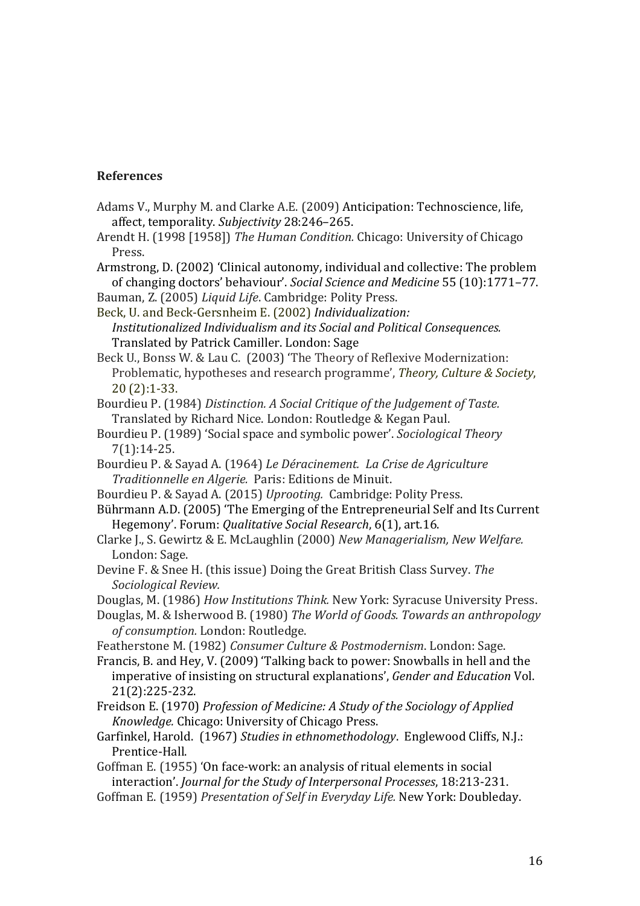## References

Adams V., Murphy M. and Clarke A.E. (2009) Anticipation: Technoscience, life, affect, temporality. *Subjectivity* 28:246–265.

Arendt H. (1998 [1958]) *The Human Condition.* Chicago: University of Chicago Press.

Armstrong, D. (2002) 'Clinical autonomy, individual and collective: The problem of changing doctors' behaviour'. *Social Science and Medicine* 55 (10):1771–77.

Bauman, Z. (2005) *Liquid Life*. Cambridge: Polity Press.

Beck, U. and Beck-Gersnheim E. (2002) *Individualization: Institutionalized Individualism and its Social and Political Consequences.* Translated by Patrick Camiller. London: Sage

Beck U., Bonss W. & Lau C. (2003) 'The Theory of Reflexive Modernization: Problematic, hypotheses and research programme', *Theory, Culture & Society*, 20 (2):1-33.

Bourdieu P. (1984) *Distinction. A Social Critique of the Judgement of Taste.* Translated by Richard Nice. London: Routledge & Kegan Paul.

Bourdieu P. (1989) 'Social space and symbolic power'. *Sociological Theory* 7(1):14-25.

Bourdieu P. & Sayad A. (1964) *Le Déracinement. La Crise de Agriculture Traditionnelle en Algerie.* Paris: Editions de Minuit.

Bourdieu P. & Sayad A. (2015) *Uprooting.* Cambridge: Polity Press.

Bührmann A.D. (2005) 'The Emerging of the Entrepreneurial Self and Its Current Hegemony'. Forum: *Qualitative Social Research*, 6(1), art.16.

Clarke J., S. Gewirtz & E. McLaughlin (2000) *New Managerialism, New Welfare.* London: Sage.

Devine F. & Snee H. (this issue) Doing the Great British Class Survey. *The Sociological Review.*

Douglas, M. (1986) *How Institutions Think.* New York: Syracuse University Press.

Douglas, M. & Isherwood B. (1980) *The World of Goods. Towards an anthropology of consumption.* London: Routledge.

Featherstone M. (1982) *Consumer Culture & Postmodernism*. London: Sage.

Francis, B. and Hey, V. (2009) 'Talking back to power: Snowballs in hell and the imperative of insisting on structural explanations', *Gender and Education* Vol. 21(2):225-232.

Freidson E. (1970) *Profession of Medicine: A Study of the Sociology of Applied Knowledge.* Chicago: University of Chicago Press.

Garfinkel, Harold. (1967) *Studies in ethnomethodology*. Englewood Cliffs, N.J.: Prentice-Hall.

Goffman E. (1955) 'On face-work: an analysis of ritual elements in social interaction'. *Journal for the Study of Interpersonal Processes*, 18:213-231.

Goffman E. (1959) *Presentation of Self in Everyday Life.* New York: Doubleday.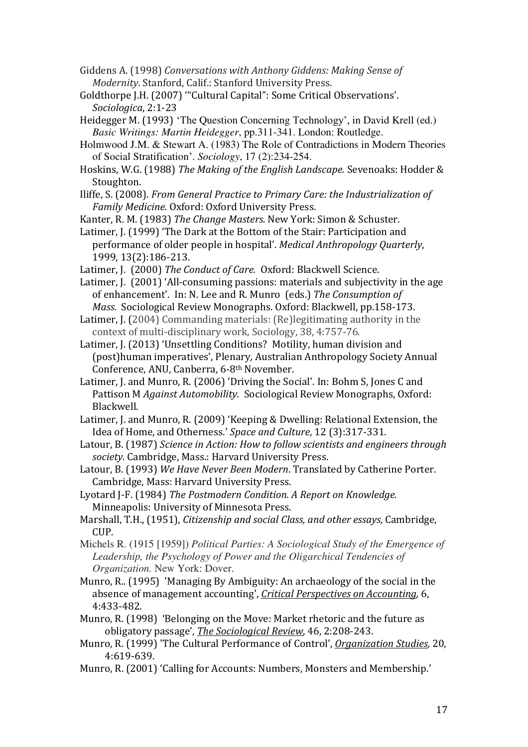Giddens A. (1998) *Conversations with Anthony Giddens: Making Sense of Modernity*. Stanford, Calif.: Stanford University Press.

Goldthorpe J.H. (2007) '"Cultural Capital": Some Critical Observations'. *Sociologica*, 2:1-23

Heidegger M. (1993) 'The Question Concerning Technology', in David Krell (ed.) *Basic Writings: Martin Heidegger*, pp.311-341. London: Routledge.

Holmwood J.M. & Stewart A. (1983) The Role of Contradictions in Modern Theories of Social Stratification'. *Sociology*, 17 (2):234-254.

Hoskins, W.G. (1988) *The Making of the English Landscape.* Sevenoaks: Hodder & Stoughton.

Iliffe, S. (2008). *From General Practice to Primary Care: the Industrialization of Family Medicine.* Oxford: Oxford University Press.

Kanter, R. M. (1983) *The Change Masters.* New York: Simon & Schuster.

Latimer, J. (1999) 'The Dark at the Bottom of the Stair: Participation and performance of older people in hospital'. *Medical Anthropology Quarterly*, 1999, 13(2):186-213.

Latimer, J. (2000) *The Conduct of Care.* Oxford: Blackwell Science.

Latimer, J. (2001) 'All-consuming passions: materials and subjectivity in the age of enhancement'. In: N. Lee and R. Munro (eds.) *The Consumption of Mass.* Sociological Review Monographs. Oxford: Blackwell, pp.158-173.

Latimer, J. (2004) Commanding materials: (Re)legitimating authority in the context of multi-disciplinary work, Sociology, 38, 4:757-76.

Latimer, J. (2013) 'Unsettling Conditions? Motility, human division and (post)human imperatives', Plenary*,* Australian Anthropology Society Annual Conference, ANU, Canberra, 6-8th November.

Latimer, J. and Munro, R. (2006) 'Driving the Social'. In: Bohm S, Jones C and Pattison M *Against Automobility.* Sociological Review Monographs, Oxford: Blackwell.

Latimer, J. and Munro, R. (2009) 'Keeping & Dwelling: Relational Extension, the Idea of Home, and Otherness.' *Space and Culture*, 12 (3):317-331.

Latour, B. (1987) *Science in Action: How to follow scientists and engineers through society.* Cambridge, Mass.: Harvard University Press.

Latour, B. (1993) *We Have Never Been Modern*. Translated by Catherine Porter. Cambridge, Mass: Harvard University Press.

Lyotard J-F. (1984) *The Postmodern Condition. A Report on Knowledge.* Minneapolis: University of Minnesota Press.

Marshall, T.H., (1951), *Citizenship and social Class, and other essays,* Cambridge, CUP.

Michels R. (1915 [1959]) *Political Parties: A Sociological Study of the Emergence of Leadership, the Psychology of Power and the Oligarchical Tendencies of Organization.* New York: Dover.

Munro, R.. (1995) 'Managing By Ambiguity: An archaeology of the social in the absence of management accounting', *Critical Perspectives on Accounting,* 6, 4:433-482.

Munro, R. (1998) 'Belonging on the Move: Market rhetoric and the future as obligatory passage', *The Sociological Review*, 46, 2:208-243.

Munro, R. (1999) 'The Cultural Performance of Control', *Organization Studies,* 20, 4:619-639.

Munro, R. (2001) 'Calling for Accounts: Numbers, Monsters and Membership.'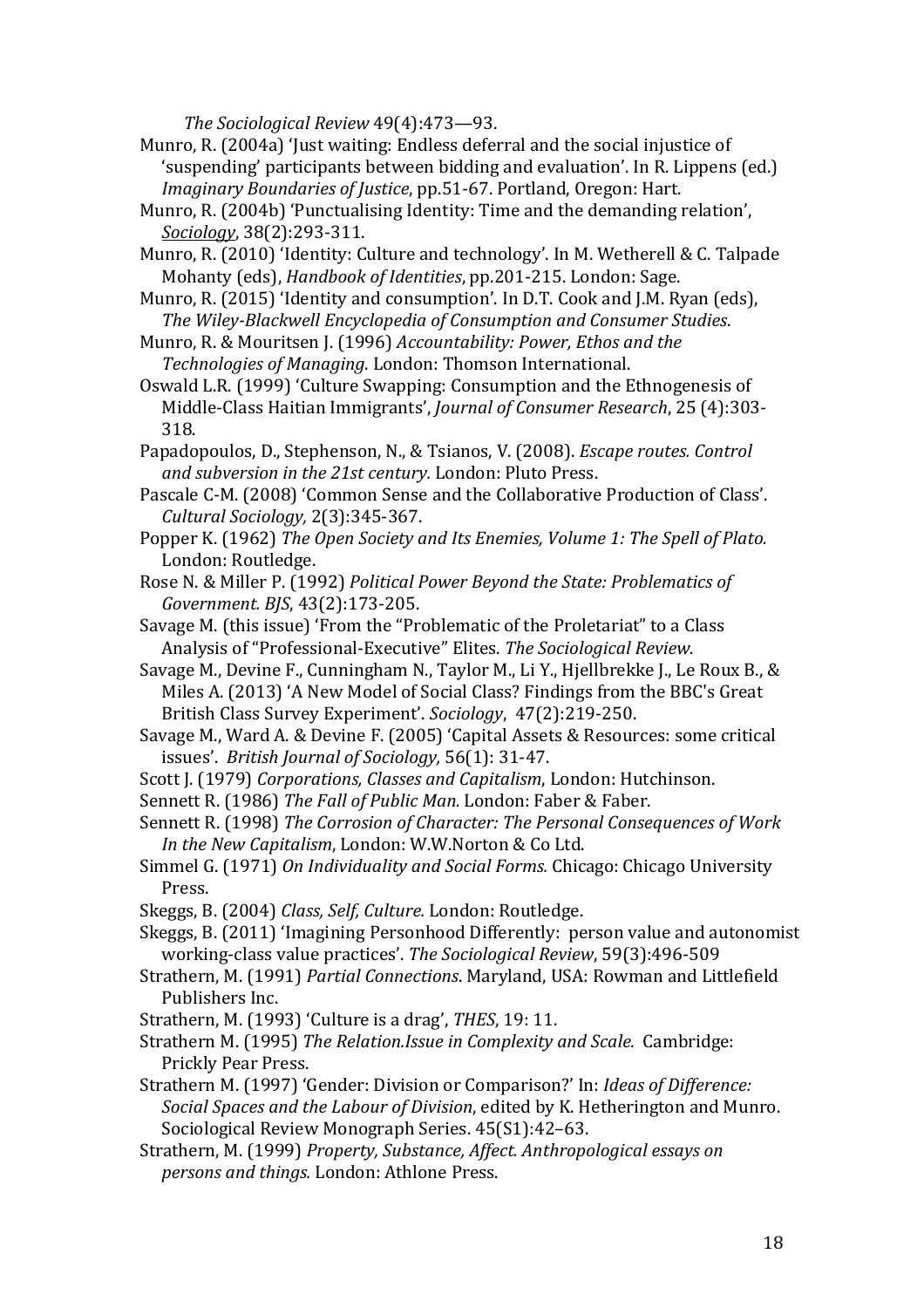*The Sociological Review* 49(4):473—93.

Munro, R. (2004a) 'Just waiting: Endless deferral and the social injustice of 'suspending' participants between bidding and evaluation'. In R. Lippens (ed.) *Imaginary Boundaries of Justice*, pp.51-67. Portland, Oregon: Hart.

Munro, R. (2004b) 'Punctualising Identity: Time and the demanding relation', *Sociology*, 38(2):293-311.

Munro, R. (2010) 'Identity: Culture and technology'. In M. Wetherell & C. Talpade Mohanty (eds), *Handbook of Identities*, pp.201-215. London: Sage.

Munro, R. (2015) 'Identity and consumption'. In D.T. Cook and J.M. Ryan (eds), *The Wiley-Blackwell Encyclopedia of Consumption and Consumer Studies*.

Munro, R. & Mouritsen J. (1996) *Accountability: Power, Ethos and the Technologies of Managing*. London: Thomson International.

Oswald L.R. (1999) 'Culture Swapping: Consumption and the Ethnogenesis of Middle-Class Haitian Immigrants', *Journal of Consumer Research*, 25 (4):303-318.

Papadopoulos, D., Stephenson, N., & Tsianos, V. (2008). *Escape routes. Control and subversion in the 21st century.* London: Pluto Press.

Pascale C-M. (2008) 'Common Sense and the Collaborative Production of Class'. *Cultural Sociology,* 2(3):345-367.

Popper K. (1962) *The Open Society and Its Enemies, Volume 1: The Spell of Plato.* London: Routledge.

Rose N. & Miller P. (1992) *Political Power Beyond the State: Problematics of Government. BJS*, 43(2):173-205.

Savage M. (this issue) 'From the "Problematic of the Proletariat" to a Class Analysis of "Professional-Executive" Elites. *The Sociological Review.*

Savage M., Devine F., Cunningham N., Taylor M., Li Y., Hjellbrekke J., Le Roux B., & Miles A. (2013) 'A New Model of Social Class? Findings from the BBC's Great British Class Survey Experiment'. *Sociology*, 47(2):219-250.

Savage M., Ward A. & Devine F. (2005) 'Capital Assets & Resources: some critical issues'. *British Journal of Sociology,* 56(1): 31-47.

Scott J. (1979) *Corporations, Classes and Capitalism*, London: Hutchinson.

Sennett R. (1986) *The Fall of Public Man.* London: Faber & Faber.

Sennett R. (1998) *The Corrosion of Character: The Personal Consequences of Work In the New Capitalism*, London: W.W.Norton & Co Ltd.

Simmel G. (1971) *On Individuality and Social Forms.* Chicago: Chicago University Press.

Skeggs, B. (2004) *Class, Self, Culture.* London: Routledge.

Skeggs, B. (2011) 'Imagining Personhood Differently: person value and autonomist working-class value practices'. *The Sociological Review*, 59(3):496-509

Strathern, M. (1991) *Partial Connections*. Maryland, USA: Rowman and Littlefield Publishers Inc.

Strathern, M. (1993) 'Culture is a drag', *THES*, 19: 11.

Strathern M. (1995) *The Relation.Issue in Complexity and Scale.* Cambridge: Prickly Pear Press.

Strathern M. (1997) 'Gender: Division or Comparison?' In: *Ideas of Difference: Social Spaces and the Labour of Division*, edited by K. Hetherington and Munro. Sociological Review Monograph Series. 45(S1):42–63.

Strathern, M. (1999) *Property, Substance, Affect. Anthropological essays on persons and things.* London: Athlone Press.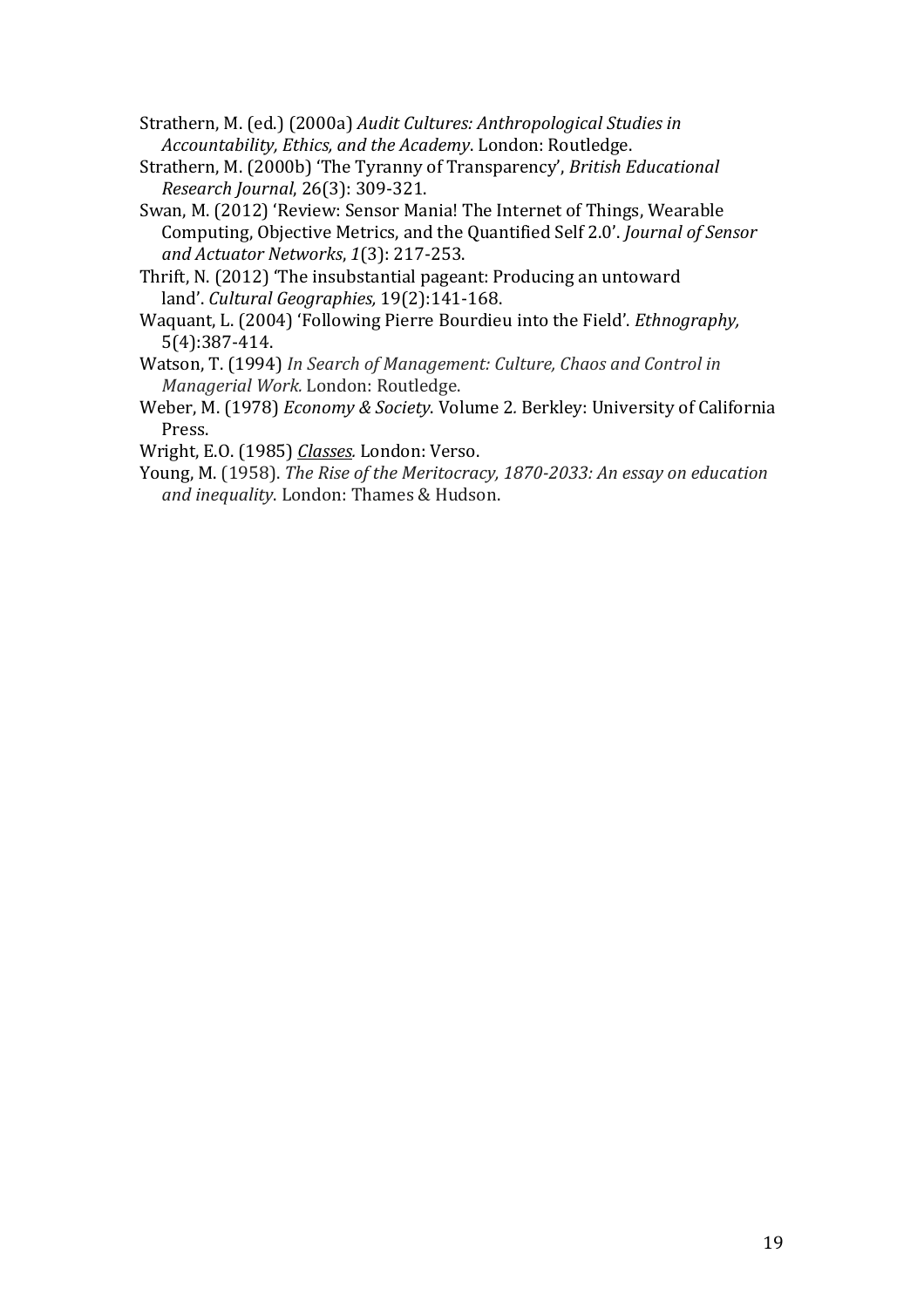Strathern, M. (ed.) (2000a) *Audit Cultures: Anthropological Studies in Accountability, Ethics, and the Academy*. London: Routledge.

Strathern, M. (2000b) 'The Tyranny of Transparency', *British Educational Research Journal*, 26(3): 309-321.

Swan, M. (2012) 'Review: Sensor Mania! The Internet of Things, Wearable Computing, Objective Metrics, and the Quantified Self 2.0'. *Journal of Sensor and Actuator Networks*, *1*(3): 217-253.

Thrift, N. (2012) 'The insubstantial pageant: Producing an untoward land'. *Cultural Geographies,* 19(2):141-168.

Waquant, L. (2004) 'Following Pierre Bourdieu into the Field'. *Ethnography,* 5(4):387-414.

Watson, T. (1994) *In Search of Management: Culture, Chaos and Control in Managerial Work.* London: Routledge.

Weber, M. (1978) *Economy & Society*. Volume 2*.* Berkley: University of California Press.

Wright, E.O. (1985) *Classes.* London: Verso.

Young, M. (1958). *The Rise of the Meritocracy, 1870-2033: An essay on education and inequality*. London: Thames & Hudson.